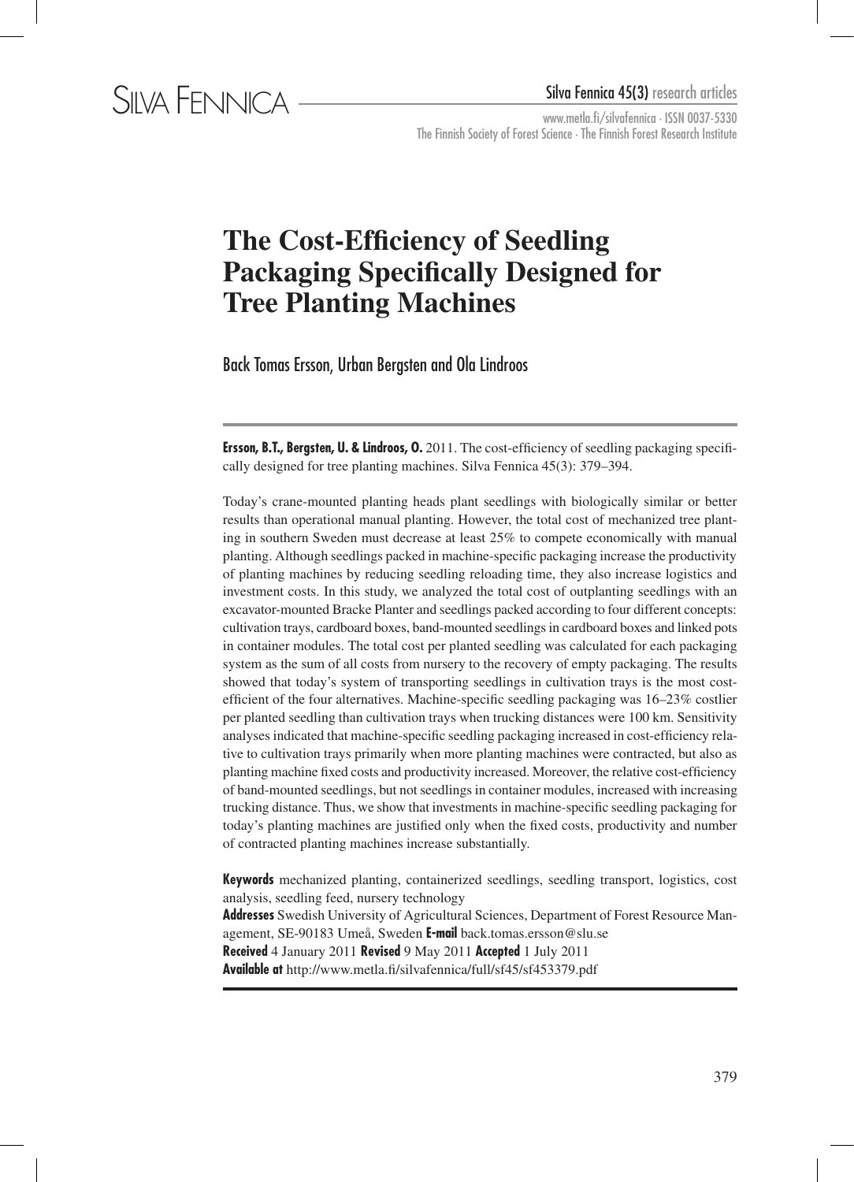# The Cost-Efficiency of Seedling Packaging Specifically Designed for Tree Planting Machines

Back Tomas Ersson, Urban Bergsten and Ola Lindroos

**Ersson, B.T., Bergsten, U. & Lindroos, O.** 2011. The cost-efficiency of seedling packaging specifically designed for tree planting machines. Silva Fennica 45(3): 379–394.

Today's crane-mounted planting heads plant seedlings with biologically similar or better results than operational manual planting. However, the total cost of mechanized tree planting in southern Sweden must decrease at least 25% to compete economically with manual planting. Although seedlings packed in machine-specific packaging increase the productivity of planting machines by reducing seedling reloading time, they also increase logistics and investment costs. In this study, we analyzed the total cost of outplanting seedlings with an excavator-mounted Bracke Planter and seedlings packed according to four different concepts: cultivation trays, cardboard boxes, band-mounted seedlings in cardboard boxes and linked pots in container modules. The total cost per planted seedling was calculated for each packaging system as the sum of all costs from nursery to the recovery of empty packaging. The results showed that today's system of transporting seedlings in cultivation trays is the most cost-efficient of the four alternatives. Machine-specific seedling packaging was 16–23% costlier per planted seedling than cultivation trays when trucking distances were 100 km. Sensitivity analyses indicated that machine-specific seedling packaging increased in cost-efficiency relative to cultivation trays primarily when more planting machines were contracted, but also as planting machine fixed costs and productivity increased. Moreover, the relative cost-efficiency of band-mounted seedlings, but not seedlings in container modules, increased with increasing trucking distance. Thus, we show that investments in machine-specific seedling packaging for today's planting machines are justified only when the fixed costs, productivity and number of contracted planting machines increase substantially.

**Keywords** mechanized planting, containerized seedlings, seedling transport, logistics, cost analysis, seedling feed, nursery technology

**Addresses** Swedish University of Agricultural Sciences, Department of Forest Resource Management, SE-90183 Umeå, Sweden **E-mail** back.tomas.ersson@slu.se

**Received** 4 January 2011 **Revised** 9 May 2011 **Accepted** 1 July 2011

**Available at** http://www.metla.fi/silvafennica/full/sf45/sf453379.pdf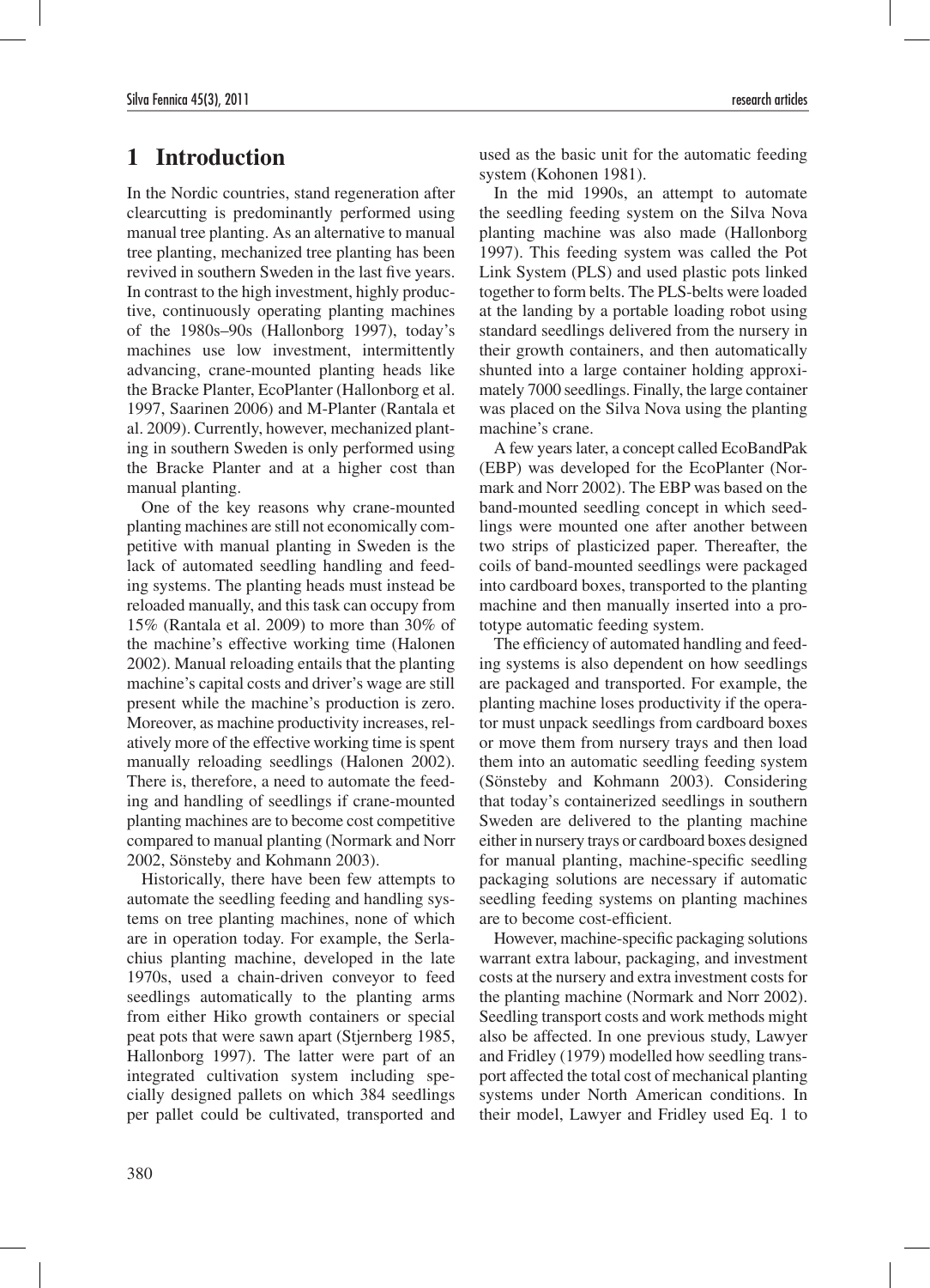# 1 Introduction

In the Nordic countries, stand regeneration after clearcutting is predominantly performed using manual tree planting. As an alternative to manual tree planting, mechanized tree planting has been revived in southern Sweden in the last five years. In contrast to the high investment, highly productive, continuously operating planting machines of the 1980s–90s (Hallonborg 1997), today's machines use low investment, intermittently advancing, crane-mounted planting heads like the Bracke Planter, EcoPlanter (Hallonborg et al. 1997, Saarinen 2006) and M-Planter (Rantala et al. 2009). Currently, however, mechanized planting in southern Sweden is only performed using the Bracke Planter and at a higher cost than manual planting.

One of the key reasons why crane-mounted planting machines are still not economically competitive with manual planting in Sweden is the lack of automated seedling handling and feeding systems. The planting heads must instead be reloaded manually, and this task can occupy from 15% (Rantala et al. 2009) to more than 30% of the machine's effective working time (Halonen 2002). Manual reloading entails that the planting machine's capital costs and driver's wage are still present while the machine's production is zero. Moreover, as machine productivity increases, relatively more of the effective working time is spent manually reloading seedlings (Halonen 2002). There is, therefore, a need to automate the feeding and handling of seedlings if crane-mounted planting machines are to become cost competitive compared to manual planting (Normark and Norr 2002, Sönsteby and Kohmann 2003).

Historically, there have been few attempts to automate the seedling feeding and handling systems on tree planting machines, none of which are in operation today. For example, the Serlachius planting machine, developed in the late 1970s, used a chain-driven conveyor to feed seedlings automatically to the planting arms from either Hiko growth containers or special peat pots that were sawn apart (Stjernberg 1985, Hallonborg 1997). The latter were part of an integrated cultivation system including specially designed pallets on which 384 seedlings per pallet could be cultivated, transported and used as the basic unit for the automatic feeding system (Kohonen 1981).

In the mid 1990s, an attempt to automate the seedling feeding system on the Silva Nova planting machine was also made (Hallonborg 1997). This feeding system was called the Pot Link System (PLS) and used plastic pots linked together to form belts. The PLS-belts were loaded at the landing by a portable loading robot using standard seedlings delivered from the nursery in their growth containers, and then automatically shunted into a large container holding approximately 7000 seedlings. Finally, the large container was placed on the Silva Nova using the planting machine's crane.

A few years later, a concept called EcoBandPak (EBP) was developed for the EcoPlanter (Normark and Norr 2002). The EBP was based on the band-mounted seedling concept in which seedlings were mounted one after another between two strips of plasticized paper. Thereafter, the coils of band-mounted seedlings were packaged into cardboard boxes, transported to the planting machine and then manually inserted into a prototype automatic feeding system.

The efficiency of automated handling and feeding systems is also dependent on how seedlings are packaged and transported. For example, the planting machine loses productivity if the operator must unpack seedlings from cardboard boxes or move them from nursery trays and then load them into an automatic seedling feeding system (Sönsteby and Kohmann 2003). Considering that today's containerized seedlings in southern Sweden are delivered to the planting machine either in nursery trays or cardboard boxes designed for manual planting, machine-specific seedling packaging solutions are necessary if automatic seedling feeding systems on planting machines are to become cost-efficient.

However, machine-specific packaging solutions warrant extra labour, packaging, and investment costs at the nursery and extra investment costs for the planting machine (Normark and Norr 2002). Seedling transport costs and work methods might also be affected. In one previous study, Lawyer and Fridley (1979) modelled how seedling transport affected the total cost of mechanical planting systems under North American conditions. In their model, Lawyer and Fridley used Eq. 1 to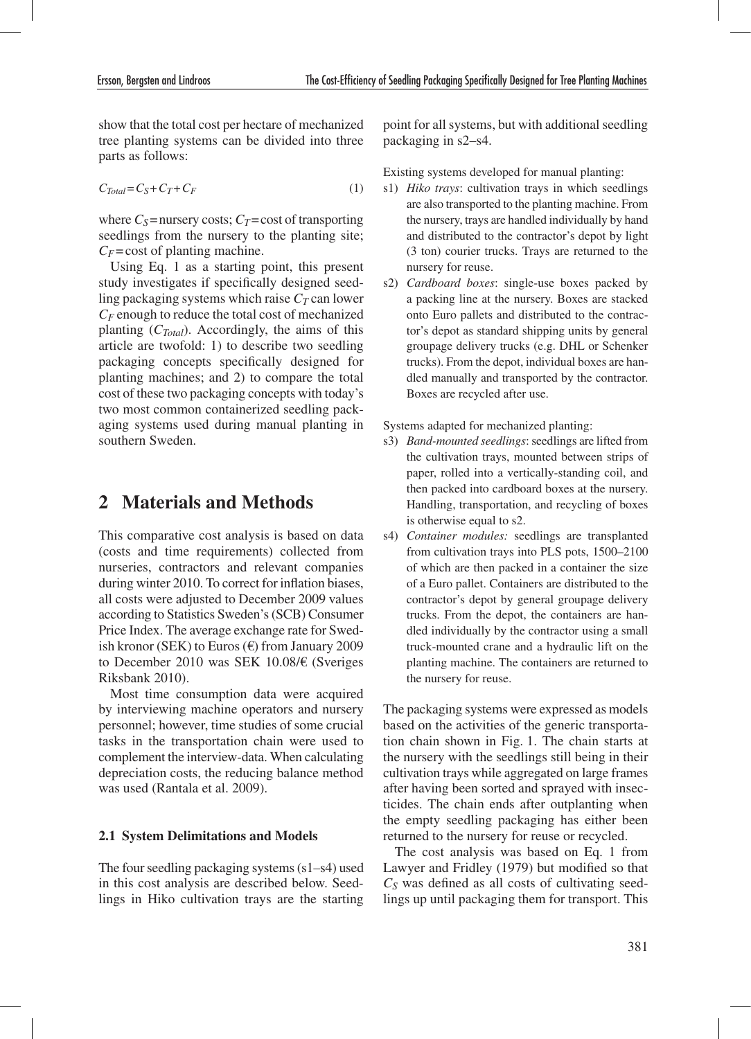show that the total cost per hectare of mechanized tree planting systems can be divided into three parts as follows:

$$C_{Total} = C_S + C_T + C_F \qquad (1)$$

where $C_S$ = nursery costs; $C_T$ = cost of transporting seedlings from the nursery to the planting site; $C_F$ = cost of planting machine.

Using Eq. 1 as a starting point, this present study investigates if specifically designed seedling packaging systems which raise $C_T$ can lower $C_F$ enough to reduce the total cost of mechanized planting ($C_{Total}$). Accordingly, the aims of this article are twofold: 1) to describe two seedling packaging concepts specifically designed for planting machines; and 2) to compare the total cost of these two packaging concepts with today's two most common containerized seedling packaging systems used during manual planting in southern Sweden.

## 2 Materials and Methods

This comparative cost analysis is based on data (costs and time requirements) collected from nurseries, contractors and relevant companies during winter 2010. To correct for inflation biases, all costs were adjusted to December 2009 values according to Statistics Sweden's (SCB) Consumer Price Index. The average exchange rate for Swedish kronor (SEK) to Euros (€) from January 2009 to December 2010 was SEK 10.08/€ (Sveriges Riksbank 2010).

Most time consumption data were acquired by interviewing machine operators and nursery personnel; however, time studies of some crucial tasks in the transportation chain were used to complement the interview-data. When calculating depreciation costs, the reducing balance method was used (Rantala et al. 2009).

### 2.1 System Delimitations and Models

The four seedling packaging systems (s1–s4) used in this cost analysis are described below. Seedlings in Hiko cultivation trays are the starting point for all systems, but with additional seedling packaging in s2–s4.

Existing systems developed for manual planting:

- s1) *Hiko trays*: cultivation trays in which seedlings are also transported to the planting machine. From the nursery, trays are handled individually by hand and distributed to the contractor's depot by light (3 ton) courier trucks. Trays are returned to the nursery for reuse.
- s2) *Cardboard boxes*: single-use boxes packed by a packing line at the nursery. Boxes are stacked onto Euro pallets and distributed to the contractor's depot as standard shipping units by general groupage delivery trucks (e.g. DHL or Schenker trucks). From the depot, individual boxes are handled manually and transported by the contractor. Boxes are recycled after use.

Systems adapted for mechanized planting:

- s3) *Band-mounted seedlings*: seedlings are lifted from the cultivation trays, mounted between strips of paper, rolled into a vertically-standing coil, and then packed into cardboard boxes at the nursery. Handling, transportation, and recycling of boxes is otherwise equal to s2.
- s4) *Container modules:* seedlings are transplanted from cultivation trays into PLS pots, 1500–2100 of which are then packed in a container the size of a Euro pallet. Containers are distributed to the contractor's depot by general groupage delivery trucks. From the depot, the containers are handled individually by the contractor using a small truck-mounted crane and a hydraulic lift on the planting machine. The containers are returned to the nursery for reuse.

The packaging systems were expressed as models based on the activities of the generic transportation chain shown in Fig. 1. The chain starts at the nursery with the seedlings still being in their cultivation trays while aggregated on large frames after having been sorted and sprayed with insecticides. The chain ends after outplanting when the empty seedling packaging has either been returned to the nursery for reuse or recycled.

The cost analysis was based on Eq. 1 from Lawyer and Fridley (1979) but modified so that $C_S$ was defined as all costs of cultivating seedlings up until packaging them for transport. This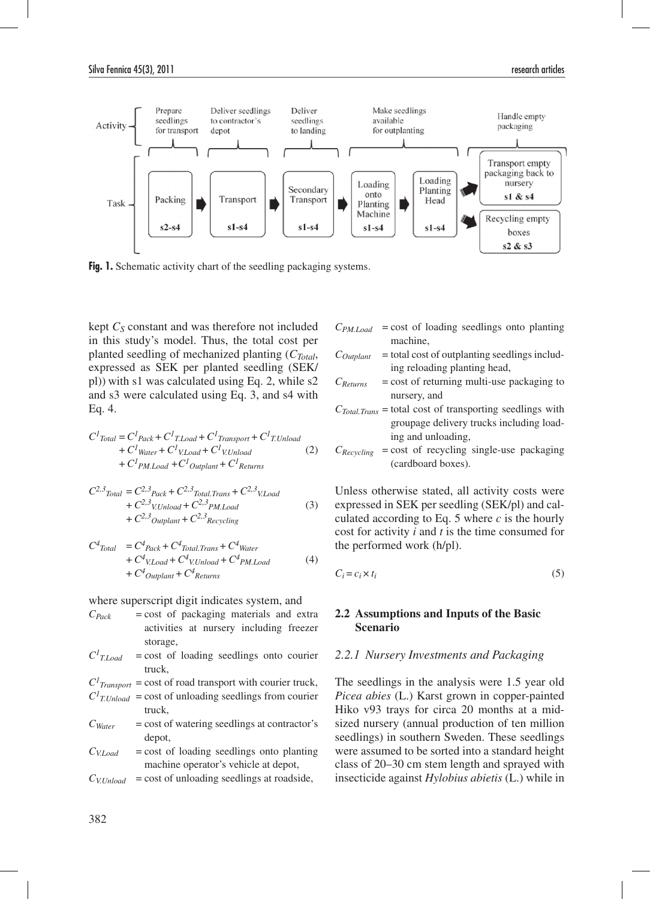Activity: Prepare seedlings for transport | Deliver seedlings to contractor's depot | Deliver seedlings to landing | Make seedlings available for outplanting | Handle empty packaging

Task: Packing (s2-s4) → Transport (s1-s4) → Secondary Transport (s1-s4) → Loading onto Planting Machine (s1-s4) → Loading Planting Head (s1-s4) → Transport empty packaging back to nursery (s1 & s4) / Recycling empty boxes (s2 & s3)

**Fig. 1.** Schematic activity chart of the seedling packaging systems.

kept $C_S$ constant and was therefore not included in this study's model. Thus, the total cost per planted seedling of mechanized planting ($C_{Total}$, expressed as SEK per planted seedling (SEK/pl)) with s1 was calculated using Eq. 2, while s2 and s3 were calculated using Eq. 3, and s4 with Eq. 4.

$$C^1_{Total} = C^1_{Pack} + C^1_{T.Load} + C^1_{Transport} + C^1_{T.Unload} + C^1_{Water} + C^1_{V.Load} + C^1_{V.Unload} + C^1_{PM.Load} + C^1_{Outplant} + C^1_{Returns} \quad (2)$$

$$C^{2,3}_{Total} = C^{2,3}_{Pack} + C^{2,3}_{Total.Trans} + C^{2,3}_{V.Load} + C^{2,3}_{V.Unload} + C^{2,3}_{PM.Load} + C^{2,3}_{Outplant} + C^{2,3}_{Recycling} \quad (3)$$

$$C^4_{Total} = C^4_{Pack} + C^4_{Total.Trans} + C^4_{Water} + C^4_{V.Load} + C^4_{V.Unload} + C^4_{PM.Load} + C^4_{Outplant} + C^4_{Returns} \quad (4)$$

where superscript digit indicates system, and

- $C_{Pack}$ = cost of packaging materials and extra activities at nursery including freezer storage,
- $C^1_{T.Load}$ = cost of loading seedlings onto courier truck,
- $C^1_{Transport}$ = cost of road transport with courier truck,
- $C^1_{T.Unload}$ = cost of unloading seedlings from courier truck,
- $C_{Water}$ = cost of watering seedlings at contractor's depot,
- $C_{V.Load}$ = cost of loading seedlings onto planting machine operator's vehicle at depot,
- $C_{V.Unload}$ = cost of unloading seedlings at roadside,
- $C_{PM.Load}$ = cost of loading seedlings onto planting machine,
- $C_{Outplant}$ = total cost of outplanting seedlings including reloading planting head,
- $C_{Returns}$ = cost of returning multi-use packaging to nursery, and
- $C_{Total.Trans}$ = total cost of transporting seedlings with groupage delivery trucks including loading and unloading,
- $C_{Recycling}$ = cost of recycling single-use packaging (cardboard boxes).

Unless otherwise stated, all activity costs were expressed in SEK per seedling (SEK/pl) and calculated according to Eq. 5 where $c$ is the hourly cost for activity $i$ and $t$ is the time consumed for the performed work (h/pl).

$$C_i = c_i \times t_i \quad (5)$$

### 2.2 Assumptions and Inputs of the Basic Scenario

#### 2.2.1 Nursery Investments and Packaging

The seedlings in the analysis were 1.5 year old *Picea abies* (L.) Karst grown in copper-painted Hiko v93 trays for circa 20 months at a mid-sized nursery (annual production of ten million seedlings) in southern Sweden. These seedlings were assumed to be sorted into a standard height class of 20–30 cm stem length and sprayed with insecticide against *Hylobius abietis* (L.) while in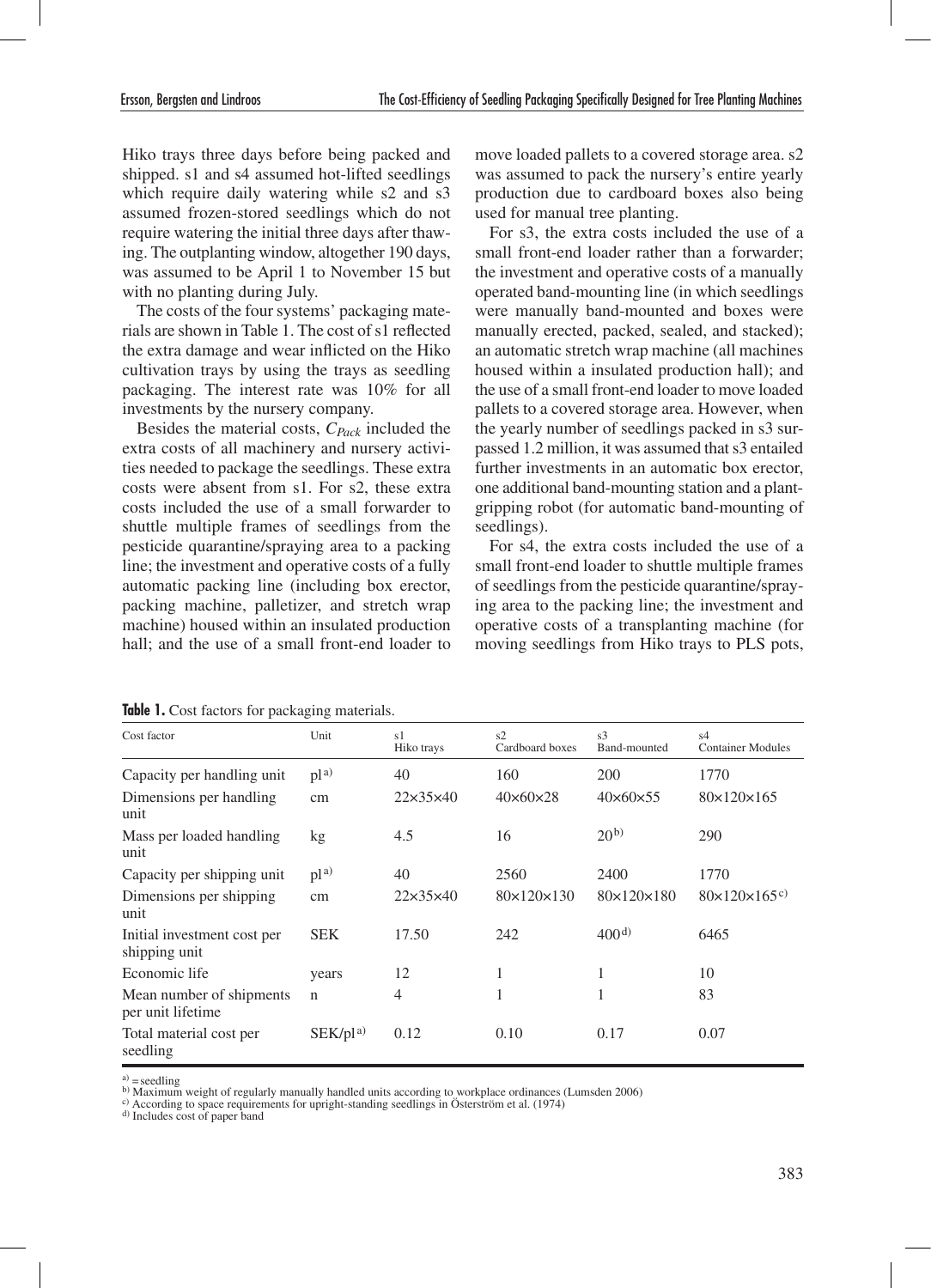Hiko trays three days before being packed and shipped. s1 and s4 assumed hot-lifted seedlings which require daily watering while s2 and s3 assumed frozen-stored seedlings which do not require watering the initial three days after thawing. The outplanting window, altogether 190 days, was assumed to be April 1 to November 15 but with no planting during July.

The costs of the four systems' packaging materials are shown in Table 1. The cost of s1 reflected the extra damage and wear inflicted on the Hiko cultivation trays by using the trays as seedling packaging. The interest rate was 10% for all investments by the nursery company.

Besides the material costs, $C_{Pack}$ included the extra costs of all machinery and nursery activities needed to package the seedlings. These extra costs were absent from s1. For s2, these extra costs included the use of a small forwarder to shuttle multiple frames of seedlings from the pesticide quarantine/spraying area to a packing line; the investment and operative costs of a fully automatic packing line (including box erector, packing machine, palletizer, and stretch wrap machine) housed within an insulated production hall; and the use of a small front-end loader to move loaded pallets to a covered storage area. s2 was assumed to pack the nursery's entire yearly production due to cardboard boxes also being used for manual tree planting.

For s3, the extra costs included the use of a small front-end loader rather than a forwarder; the investment and operative costs of a manually operated band-mounting line (in which seedlings were manually band-mounted and boxes were manually erected, packed, sealed, and stacked); an automatic stretch wrap machine (all machines housed within a insulated production hall); and the use of a small front-end loader to move loaded pallets to a covered storage area. However, when the yearly number of seedlings packed in s3 surpassed 1.2 million, it was assumed that s3 entailed further investments in an automatic box erector, one additional band-mounting station and a plant-gripping robot (for automatic band-mounting of seedlings).

For s4, the extra costs included the use of a small front-end loader to shuttle multiple frames of seedlings from the pesticide quarantine/spraying area to the packing line; the investment and operative costs of a transplanting machine (for moving seedlings from Hiko trays to PLS pots,

**Table 1.** Cost factors for packaging materials.

| Cost factor | Unit | s1 Hiko trays | s2 Cardboard boxes | s3 Band-mounted | s4 Container Modules |
|---|---|---|---|---|---|
| Capacity per handling unit | pl[a] | 40 | 160 | 200 | 1770 |
| Dimensions per handling unit | cm | 22×35×40 | 40×60×28 | 40×60×55 | 80×120×165 |
| Mass per loaded handling unit | kg | 4.5 | 16 | 20[b] | 290 |
| Capacity per shipping unit | pl[a] | 40 | 2560 | 2400 | 1770 |
| Dimensions per shipping unit | cm | 22×35×40 | 80×120×130 | 80×120×180 | 80×120×165[c] |
| Initial investment cost per shipping unit | SEK | 17.50 | 242 | 400[d] | 6465 |
| Economic life | years | 12 | 1 | 1 | 10 |
| Mean number of shipments per unit lifetime | n | 4 | 1 | 1 | 83 |
| Total material cost per seedling | SEK/pl[a] | 0.12 | 0.10 | 0.17 | 0.07 |

[a] = seedling
[b] Maximum weight of regularly manually handled units according to workplace ordinances (Lumsden 2006)
[c] According to space requirements for upright-standing seedlings in Österström et al. (1974)
[d] Includes cost of paper band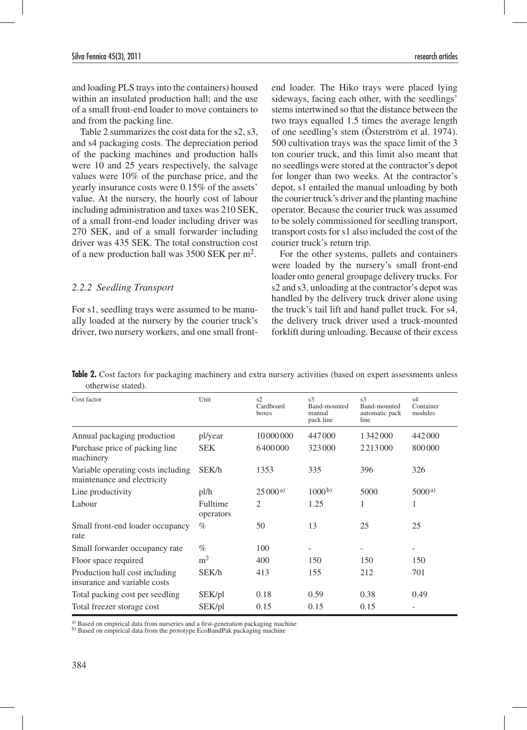and loading PLS trays into the containers) housed within an insulated production hall; and the use of a small front-end loader to move containers to and from the packing line.

Table 2 summarizes the cost data for the s2, s3, and s4 packaging costs. The depreciation period of the packing machines and production halls were 10 and 25 years respectively, the salvage values were 10% of the purchase price, and the yearly insurance costs were 0.15% of the assets' value. At the nursery, the hourly cost of labour including administration and taxes was 210 SEK, of a small front-end loader including driver was 270 SEK, and of a small forwarder including driver was 435 SEK. The total construction cost of a new production hall was 3500 SEK per m$^2$.

### *2.2.2 Seedling Transport*

For s1, seedling trays were assumed to be manually loaded at the nursery by the courier truck's driver, two nursery workers, and one small front-end loader. The Hiko trays were placed lying sideways, facing each other, with the seedlings' stems intertwined so that the distance between the two trays equalled 1.5 times the average length of one seedling's stem (Österström et al. 1974). 500 cultivation trays was the space limit of the 3 ton courier truck, and this limit also meant that no seedlings were stored at the contractor's depot for longer than two weeks. At the contractor's depot, s1 entailed the manual unloading by both the courier truck's driver and the planting machine operator. Because the courier truck was assumed to be solely commissioned for seedling transport, transport costs for s1 also included the cost of the courier truck's return trip.

For the other systems, pallets and containers were loaded by the nursery's small front-end loader onto general groupage delivery trucks. For s2 and s3, unloading at the contractor's depot was handled by the delivery truck driver alone using the truck's tail lift and hand pallet truck. For s4, the delivery truck driver used a truck-mounted forklift during unloading. Because of their excess

**Table 2.** Cost factors for packaging machinery and extra nursery activities (based on expert assessments unless otherwise stated).

| Cost factor | Unit | s2 Cardboard boxes | s3 Band-mounted manual pack line | s3 Band-mounted automatic pack line | s4 Container modules |
|---|---|---|---|---|---|
| Annual packaging production | pl/year | 10000000 | 447000 | 1342000 | 442000 |
| Purchase price of packing line machinery | SEK | 6400000 | 323000 | 2213000 | 800000 |
| Variable operating costs including maintenance and electricity | SEK/h | 1353 | 335 | 396 | 326 |
| Line productivity | pl/h | 25000[a] | 1000[b] | 5000 | 5000[a] |
| Labour | Fulltime operators | 2 | 1.25 | 1 | 1 |
| Small front-end loader occupancy rate | % | 50 | 13 | 25 | 25 |
| Small forwarder occupancy rate | % | 100 | - | - | - |
| Floor space required | m$^2$ | 400 | 150 | 150 | 150 |
| Production hall cost including insurance and variable costs | SEK/h | 413 | 155 | 212 | 701 |
| Total packing cost per seedling | SEK/pl | 0.18 | 0.59 | 0.38 | 0.49 |
| Total freezer storage cost | SEK/pl | 0.15 | 0.15 | 0.15 | - |

[a] Based on empirical data from nurseries and a first-generation packaging machine
[b] Based on empirical data from the prototype EcoBandPak packaging machine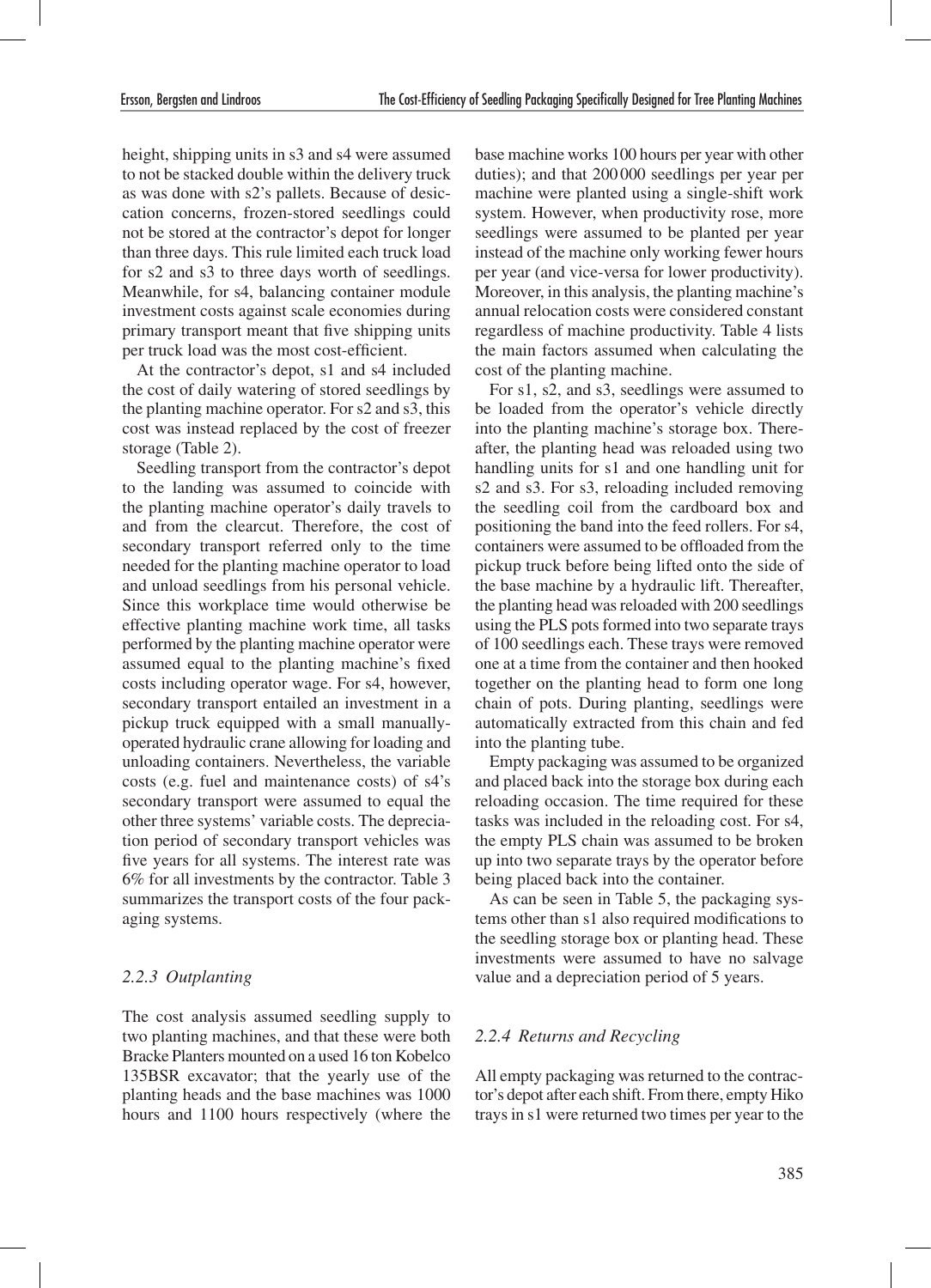height, shipping units in s3 and s4 were assumed to not be stacked double within the delivery truck as was done with s2's pallets. Because of desiccation concerns, frozen-stored seedlings could not be stored at the contractor's depot for longer than three days. This rule limited each truck load for s2 and s3 to three days worth of seedlings. Meanwhile, for s4, balancing container module investment costs against scale economies during primary transport meant that five shipping units per truck load was the most cost-efficient.

At the contractor's depot, s1 and s4 included the cost of daily watering of stored seedlings by the planting machine operator. For s2 and s3, this cost was instead replaced by the cost of freezer storage (Table 2).

Seedling transport from the contractor's depot to the landing was assumed to coincide with the planting machine operator's daily travels to and from the clearcut. Therefore, the cost of secondary transport referred only to the time needed for the planting machine operator to load and unload seedlings from his personal vehicle. Since this workplace time would otherwise be effective planting machine work time, all tasks performed by the planting machine operator were assumed equal to the planting machine's fixed costs including operator wage. For s4, however, secondary transport entailed an investment in a pickup truck equipped with a small manually-operated hydraulic crane allowing for loading and unloading containers. Nevertheless, the variable costs (e.g. fuel and maintenance costs) of s4's secondary transport were assumed to equal the other three systems' variable costs. The depreciation period of secondary transport vehicles was five years for all systems. The interest rate was 6% for all investments by the contractor. Table 3 summarizes the transport costs of the four packaging systems.

### *2.2.3 Outplanting*

The cost analysis assumed seedling supply to two planting machines, and that these were both Bracke Planters mounted on a used 16 ton Kobelco 135BSR excavator; that the yearly use of the planting heads and the base machines was 1000 hours and 1100 hours respectively (where the base machine works 100 hours per year with other duties); and that 200 000 seedlings per year per machine were planted using a single-shift work system. However, when productivity rose, more seedlings were assumed to be planted per year instead of the machine only working fewer hours per year (and vice-versa for lower productivity). Moreover, in this analysis, the planting machine's annual relocation costs were considered constant regardless of machine productivity. Table 4 lists the main factors assumed when calculating the cost of the planting machine.

For s1, s2, and s3, seedlings were assumed to be loaded from the operator's vehicle directly into the planting machine's storage box. Thereafter, the planting head was reloaded using two handling units for s1 and one handling unit for s2 and s3. For s3, reloading included removing the seedling coil from the cardboard box and positioning the band into the feed rollers. For s4, containers were assumed to be offloaded from the pickup truck before being lifted onto the side of the base machine by a hydraulic lift. Thereafter, the planting head was reloaded with 200 seedlings using the PLS pots formed into two separate trays of 100 seedlings each. These trays were removed one at a time from the container and then hooked together on the planting head to form one long chain of pots. During planting, seedlings were automatically extracted from this chain and fed into the planting tube.

Empty packaging was assumed to be organized and placed back into the storage box during each reloading occasion. The time required for these tasks was included in the reloading cost. For s4, the empty PLS chain was assumed to be broken up into two separate trays by the operator before being placed back into the container.

As can be seen in Table 5, the packaging systems other than s1 also required modifications to the seedling storage box or planting head. These investments were assumed to have no salvage value and a depreciation period of 5 years.

### *2.2.4 Returns and Recycling*

All empty packaging was returned to the contractor's depot after each shift. From there, empty Hiko trays in s1 were returned two times per year to the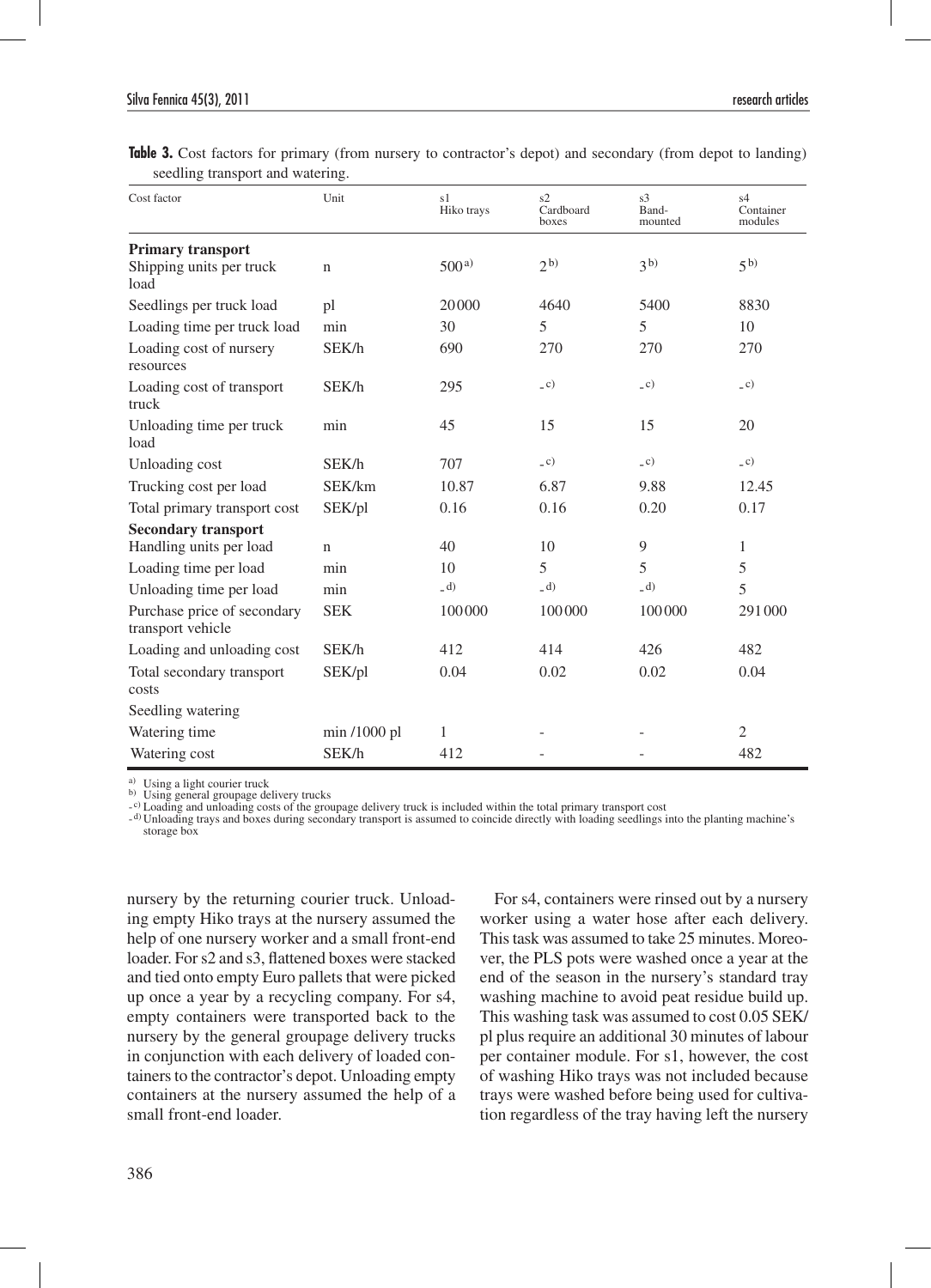**Table 3.** Cost factors for primary (from nursery to contractor's depot) and secondary (from depot to landing) seedling transport and watering.

| Cost factor | Unit | s1 Hiko trays | s2 Cardboard boxes | s3 Band-mounted | s4 Container modules |
|---|---|---|---|---|---|
| **Primary transport** | | | | | |
| Shipping units per truck load | n | 500 [a)] | 2 [b)] | 3 [b)] | 5 [b)] |
| Seedlings per truck load | pl | 20000 | 4640 | 5400 | 8830 |
| Loading time per truck load | min | 30 | 5 | 5 | 10 |
| Loading cost of nursery resources | SEK/h | 690 | 270 | 270 | 270 |
| Loading cost of transport truck | SEK/h | 295 | - [c)] | - [c)] | - [c)] |
| Unloading time per truck load | min | 45 | 15 | 15 | 20 |
| Unloading cost | SEK/h | 707 | - [c)] | - [c)] | - [c)] |
| Trucking cost per load | SEK/km | 10.87 | 6.87 | 9.88 | 12.45 |
| Total primary transport cost | SEK/pl | 0.16 | 0.16 | 0.20 | 0.17 |
| **Secondary transport** | | | | | |
| Handling units per load | n | 40 | 10 | 9 | 1 |
| Loading time per load | min | 10 | 5 | 5 | 5 |
| Unloading time per load | min | - [d)] | - [d)] | - [d)] | 5 |
| Purchase price of secondary transport vehicle | SEK | 100000 | 100000 | 100000 | 291000 |
| Loading and unloading cost | SEK/h | 412 | 414 | 426 | 482 |
| Total secondary transport costs | SEK/pl | 0.04 | 0.02 | 0.02 | 0.04 |
| Seedling watering | | | | | |
| Watering time | min /1000 pl | 1 | - | - | 2 |
| Watering cost | SEK/h | 412 | - | - | 482 |

a) Using a light courier truck
b) Using general groupage delivery trucks
- c) Loading and unloading costs of the groupage delivery truck is included within the total primary transport cost
- d) Unloading trays and boxes during secondary transport is assumed to coincide directly with loading seedlings into the planting machine's storage box

nursery by the returning courier truck. Unloading empty Hiko trays at the nursery assumed the help of one nursery worker and a small front-end loader. For s2 and s3, flattened boxes were stacked and tied onto empty Euro pallets that were picked up once a year by a recycling company. For s4, empty containers were transported back to the nursery by the general groupage delivery trucks in conjunction with each delivery of loaded containers to the contractor's depot. Unloading empty containers at the nursery assumed the help of a small front-end loader.

For s4, containers were rinsed out by a nursery worker using a water hose after each delivery. This task was assumed to take 25 minutes. Moreover, the PLS pots were washed once a year at the end of the season in the nursery's standard tray washing machine to avoid peat residue build up. This washing task was assumed to cost 0.05 SEK/pl plus require an additional 30 minutes of labour per container module. For s1, however, the cost of washing Hiko trays was not included because trays were washed before being used for cultivation regardless of the tray having left the nursery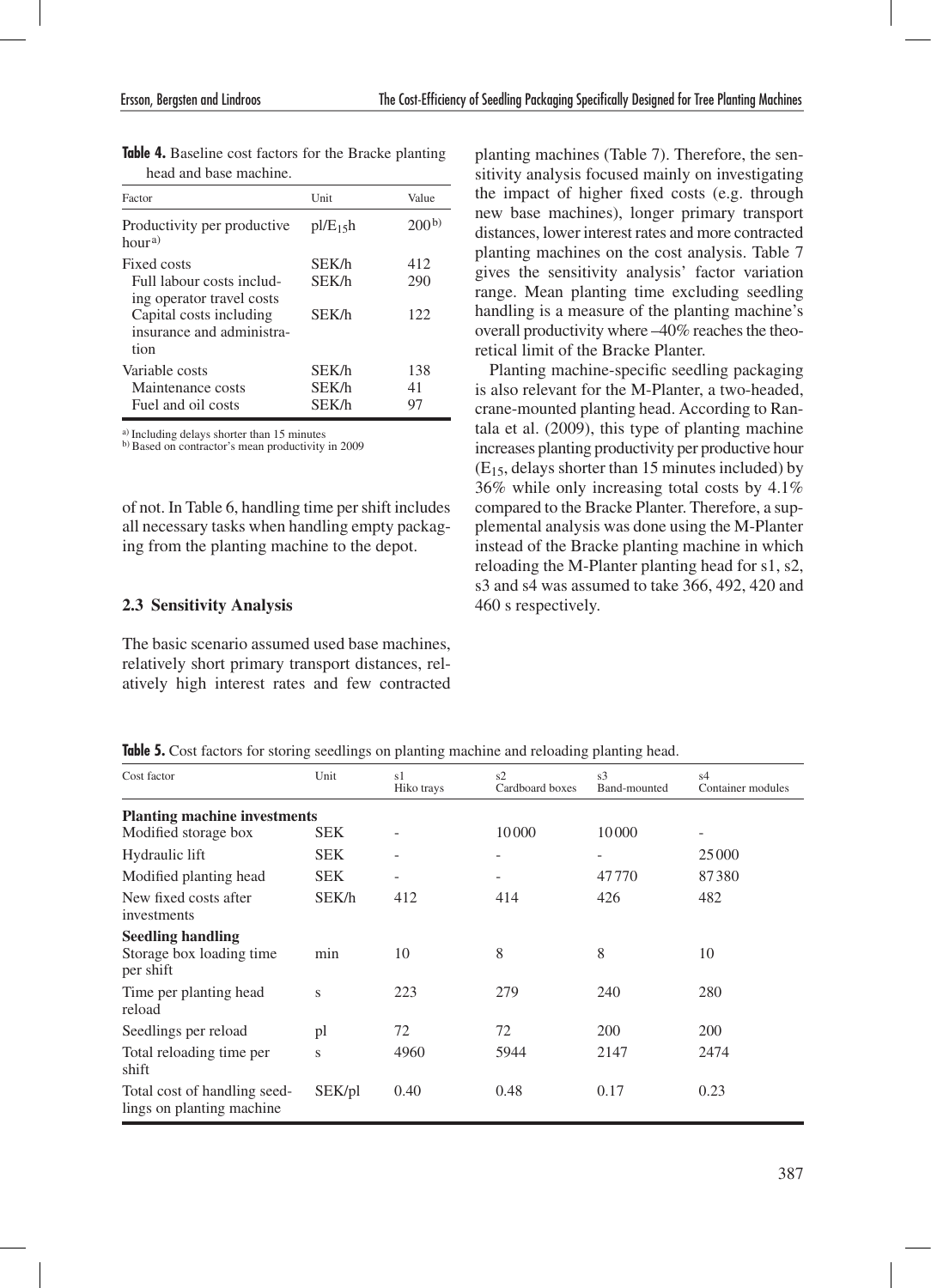**Table 4.** Baseline cost factors for the Bracke planting head and base machine.

| Factor | Unit | Value |
|---|---|---|
| Productivity per productive hour[a)] | pl/$E_{15}$h | 200[b)] |
| Fixed costs | SEK/h | 412 |
| Full labour costs including operator travel costs | SEK/h | 290 |
| Capital costs including insurance and administration | SEK/h | 122 |
| Variable costs | SEK/h | 138 |
| Maintenance costs | SEK/h | 41 |
| Fuel and oil costs | SEK/h | 97 |

[a)] Including delays shorter than 15 minutes
[b)] Based on contractor's mean productivity in 2009

of not. In Table 6, handling time per shift includes all necessary tasks when handling empty packaging from the planting machine to the depot.

### 2.3 Sensitivity Analysis

The basic scenario assumed used base machines, relatively short primary transport distances, relatively high interest rates and few contracted planting machines (Table 7). Therefore, the sensitivity analysis focused mainly on investigating the impact of higher fixed costs (e.g. through new base machines), longer primary transport distances, lower interest rates and more contracted planting machines on the cost analysis. Table 7 gives the sensitivity analysis' factor variation range. Mean planting time excluding seedling handling is a measure of the planting machine's overall productivity where –40% reaches the theoretical limit of the Bracke Planter.

Planting machine-specific seedling packaging is also relevant for the M-Planter, a two-headed, crane-mounted planting head. According to Rantala et al. (2009), this type of planting machine increases planting productivity per productive hour ($E_{15}$, delays shorter than 15 minutes included) by 36% while only increasing total costs by 4.1% compared to the Bracke Planter. Therefore, a supplemental analysis was done using the M-Planter instead of the Bracke planting machine in which reloading the M-Planter planting head for s1, s2, s3 and s4 was assumed to take 366, 492, 420 and 460 s respectively.

**Table 5.** Cost factors for storing seedlings on planting machine and reloading planting head.

| Cost factor | Unit | s1 Hiko trays | s2 Cardboard boxes | s3 Band-mounted | s4 Container modules |
|---|---|---|---|---|---|
| **Planting machine investments** | | | | | |
| Modified storage box | SEK | - | 10 000 | 10 000 | - |
| Hydraulic lift | SEK | - | - | - | 25 000 |
| Modified planting head | SEK | - | - | 47 770 | 87 380 |
| New fixed costs after investments | SEK/h | 412 | 414 | 426 | 482 |
| **Seedling handling** | | | | | |
| Storage box loading time per shift | min | 10 | 8 | 8 | 10 |
| Time per planting head reload | s | 223 | 279 | 240 | 280 |
| Seedlings per reload | pl | 72 | 72 | 200 | 200 |
| Total reloading time per shift | s | 4960 | 5944 | 2147 | 2474 |
| Total cost of handling seedlings on planting machine | SEK/pl | 0.40 | 0.48 | 0.17 | 0.23 |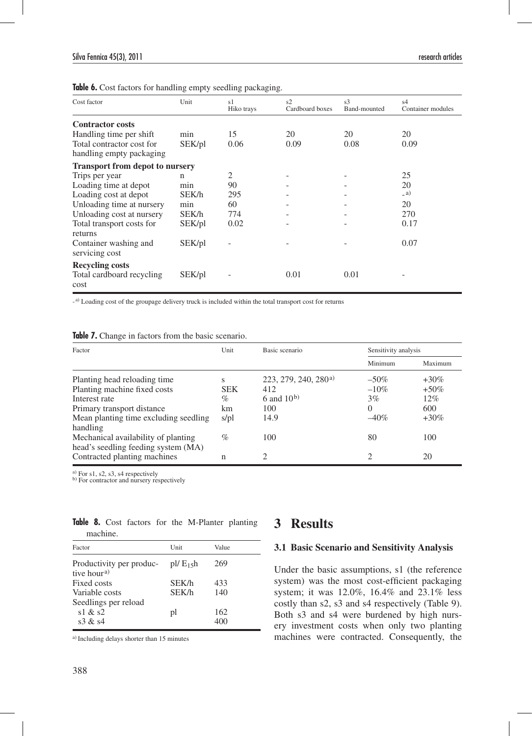**Table 6.** Cost factors for handling empty seedling packaging.

| Cost factor | Unit | s1 Hiko trays | s2 Cardboard boxes | s3 Band-mounted | s4 Container modules |
|---|---|---|---|---|---|
| **Contractor costs** | | | | | |
| Handling time per shift | min | 15 | 20 | 20 | 20 |
| Total contractor cost for handling empty packaging | SEK/pl | 0.06 | 0.09 | 0.08 | 0.09 |
| **Transport from depot to nursery** | | | | | |
| Trips per year | n | 2 | - | - | 25 |
| Loading time at depot | min | 90 | - | - | 20 |
| Loading cost at depot | SEK/h | 295 | - | - | -[a] |
| Unloading time at nursery | min | 60 | - | - | 20 |
| Unloading cost at nursery | SEK/h | 774 | - | - | 270 |
| Total transport costs for returns | SEK/pl | 0.02 | - | - | 0.17 |
| Container washing and servicing cost | SEK/pl | - | - | - | 0.07 |
| **Recycling costs** | | | | | |
| Total cardboard recycling cost | SEK/pl | - | 0.01 | 0.01 | - |

-[a] Loading cost of the groupage delivery truck is included within the total transport cost for returns

**Table 7.** Change in factors from the basic scenario.

| Factor | Unit | Basic scenario | Sensitivity analysis | |
|---|---|---|---|---|
| | | | Minimum | Maximum |
| Planting head reloading time | s | 223, 279, 240, 280[a] | –50% | +30% |
| Planting machine fixed costs | SEK | 412 | –10% | +50% |
| Interest rate | % | 6 and 10[b] | 3% | 12% |
| Primary transport distance | km | 100 | 0 | 600 |
| Mean planting time excluding seedling handling | s/pl | 14.9 | –40% | +30% |
| Mechanical availability of planting head's seedling feeding system (MA) | % | 100 | 80 | 100 |
| Contracted planting machines | n | 2 | 2 | 20 |

[a] For s1, s2, s3, s4 respectively
[b] For contractor and nursery respectively

**Table 8.** Cost factors for the M-Planter planting machine.

| Factor | Unit | Value |
|---|---|---|
| Productivity per productive hour[a] | pl/ $E_{15}$h | 269 |
| Fixed costs | SEK/h | 433 |
| Variable costs | SEK/h | 140 |
| Seedlings per reload | | |
| s1 & s2 | pl | 162 |
| s3 & s4 | | 400 |

[a] Including delays shorter than 15 minutes

# 3 Results

## 3.1 Basic Scenario and Sensitivity Analysis

Under the basic assumptions, s1 (the reference system) was the most cost-efficient packaging system; it was 12.0%, 16.4% and 23.1% less costly than s2, s3 and s4 respectively (Table 9). Both s3 and s4 were burdened by high nursery investment costs when only two planting machines were contracted. Consequently, the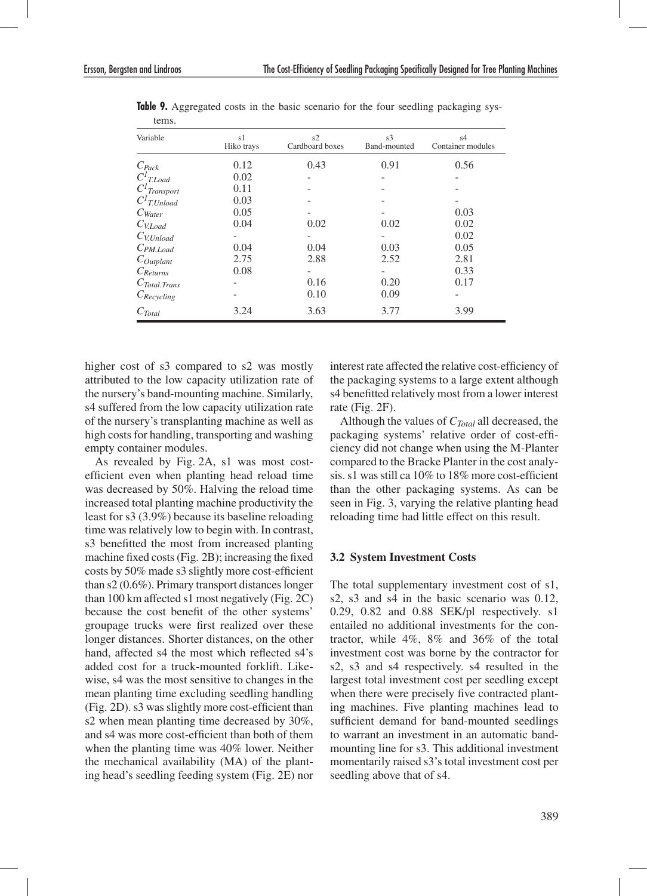**Table 9.** Aggregated costs in the basic scenario for the four seedling packaging systems.

| Variable | s1 Hiko trays | s2 Cardboard boxes | s3 Band-mounted | s4 Container modules |
|---|---|---|---|---|
| $C_{Pack}$ | 0.12 | 0.43 | 0.91 | 0.56 |
| $C^{1}_{T.Load}$ | 0.02 | - | - | - |
| $C^{1}_{Transport}$ | 0.11 | - | - | - |
| $C^{1}_{T.Unload}$ | 0.03 | - | - | - |
| $C_{Water}$ | 0.05 | - | - | 0.03 |
| $C_{V.Load}$ | 0.04 | 0.02 | 0.02 | 0.02 |
| $C_{V.Unload}$ | - | - | - | 0.02 |
| $C_{PM.Load}$ | 0.04 | 0.04 | 0.03 | 0.05 |
| $C_{Outplant}$ | 2.75 | 2.88 | 2.52 | 2.81 |
| $C_{Returns}$ | 0.08 | - | - | 0.33 |
| $C_{Total.Trans}$ | - | 0.16 | 0.20 | 0.17 |
| $C_{Recycling}$ | - | 0.10 | 0.09 | - |
| $C_{Total}$ | 3.24 | 3.63 | 3.77 | 3.99 |

higher cost of s3 compared to s2 was mostly attributed to the low capacity utilization rate of the nursery's band-mounting machine. Similarly, s4 suffered from the low capacity utilization rate of the nursery's transplanting machine as well as high costs for handling, transporting and washing empty container modules.

As revealed by Fig. 2A, s1 was most cost-efficient even when planting head reload time was decreased by 50%. Halving the reload time increased total planting machine productivity the least for s3 (3.9%) because its baseline reloading time was relatively low to begin with. In contrast, s3 benefitted the most from increased planting machine fixed costs (Fig. 2B); increasing the fixed costs by 50% made s3 slightly more cost-efficient than s2 (0.6%). Primary transport distances longer than 100 km affected s1 most negatively (Fig. 2C) because the cost benefit of the other systems' groupage trucks were first realized over these longer distances. Shorter distances, on the other hand, affected s4 the most which reflected s4's added cost for a truck-mounted forklift. Likewise, s4 was the most sensitive to changes in the mean planting time excluding seedling handling (Fig. 2D). s3 was slightly more cost-efficient than s2 when mean planting time decreased by 30%, and s4 was more cost-efficient than both of them when the planting time was 40% lower. Neither the mechanical availability (MA) of the planting head's seedling feeding system (Fig. 2E) nor interest rate affected the relative cost-efficiency of the packaging systems to a large extent although s4 benefitted relatively most from a lower interest rate (Fig. 2F).

Although the values of $C_{Total}$ all decreased, the packaging systems' relative order of cost-efficiency did not change when using the M-Planter compared to the Bracke Planter in the cost analysis. s1 was still ca 10% to 18% more cost-efficient than the other packaging systems. As can be seen in Fig. 3, varying the relative planting head reloading time had little effect on this result.

### 3.2 System Investment Costs

The total supplementary investment cost of s1, s2, s3 and s4 in the basic scenario was 0.12, 0.29, 0.82 and 0.88 SEK/pl respectively. s1 entailed no additional investments for the contractor, while 4%, 8% and 36% of the total investment cost was borne by the contractor for s2, s3 and s4 respectively. s4 resulted in the largest total investment cost per seedling except when there were precisely five contracted planting machines. Five planting machines lead to sufficient demand for band-mounted seedlings to warrant an investment in an automatic band-mounting line for s3. This additional investment momentarily raised s3's total investment cost per seedling above that of s4.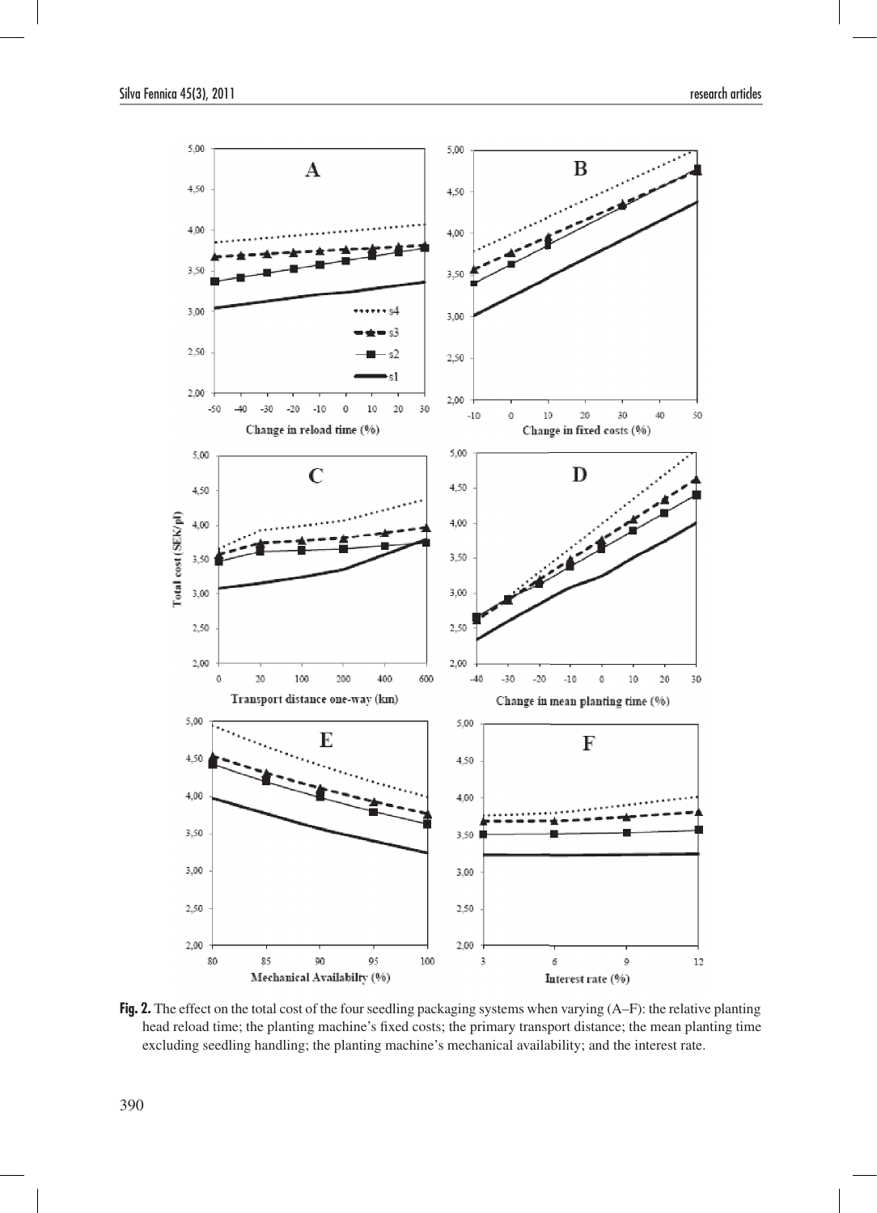**Fig. 2.** The effect on the total cost of the four seedling packaging systems when varying (A–F): the relative planting head reload time; the planting machine's fixed costs; the primary transport distance; the mean planting time excluding seedling handling; the planting machine's mechanical availability; and the interest rate.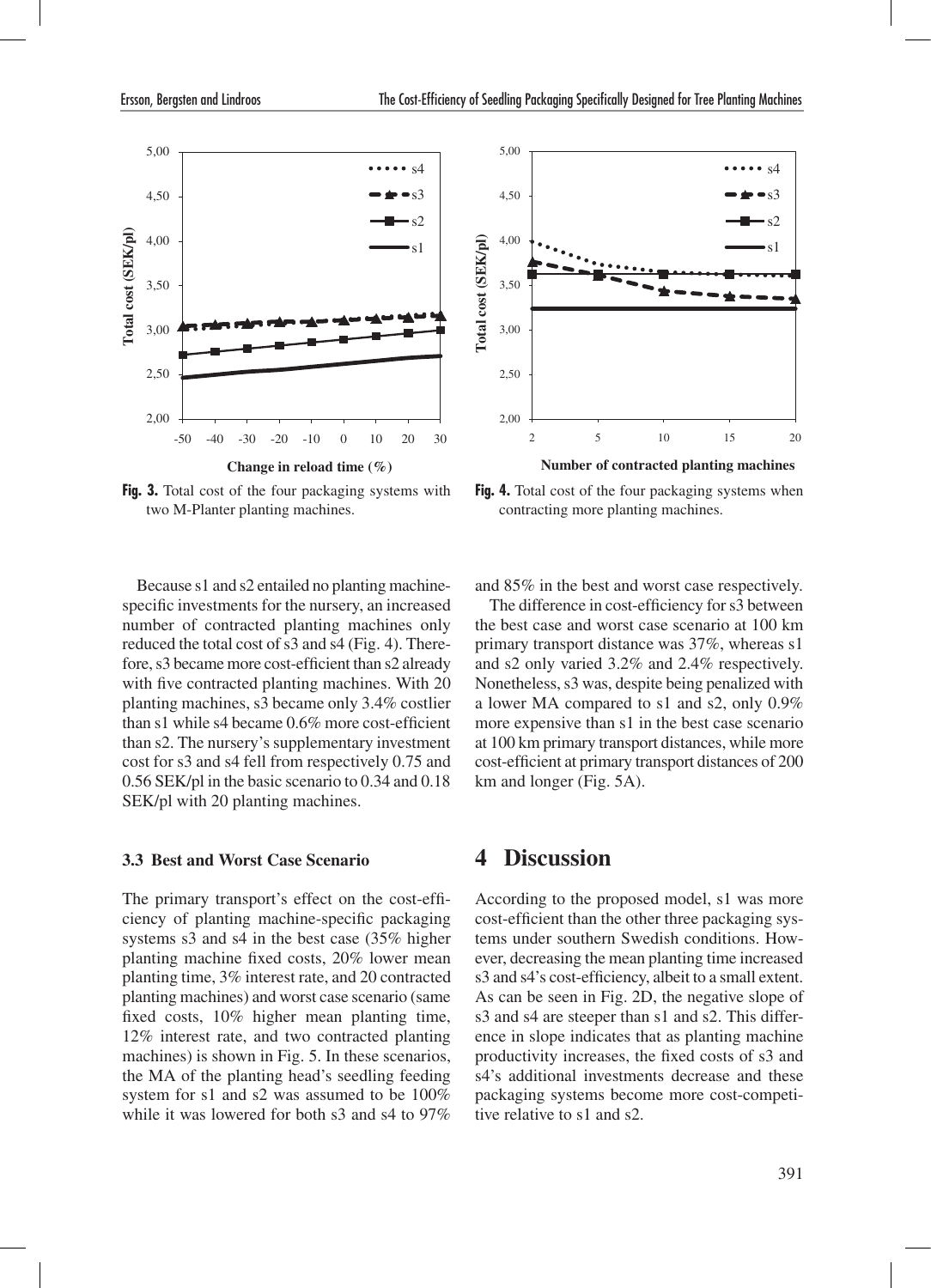Fig. 3. Total cost of the four packaging systems with two M-Planter planting machines.

Fig. 4. Total cost of the four packaging systems when contracting more planting machines.

Because s1 and s2 entailed no planting machine-specific investments for the nursery, an increased number of contracted planting machines only reduced the total cost of s3 and s4 (Fig. 4). Therefore, s3 became more cost-efficient than s2 already with five contracted planting machines. With 20 planting machines, s3 became only 3.4% costlier than s1 while s4 became 0.6% more cost-efficient than s2. The nursery's supplementary investment cost for s3 and s4 fell from respectively 0.75 and 0.56 SEK/pl in the basic scenario to 0.34 and 0.18 SEK/pl with 20 planting machines.

### 3.3 Best and Worst Case Scenario

The primary transport's effect on the cost-efficiency of planting machine-specific packaging systems s3 and s4 in the best case (35% higher planting machine fixed costs, 20% lower mean planting time, 3% interest rate, and 20 contracted planting machines) and worst case scenario (same fixed costs, 10% higher mean planting time, 12% interest rate, and two contracted planting machines) is shown in Fig. 5. In these scenarios, the MA of the planting head's seedling feeding system for s1 and s2 was assumed to be 100% while it was lowered for both s3 and s4 to 97% and 85% in the best and worst case respectively.

The difference in cost-efficiency for s3 between the best case and worst case scenario at 100 km primary transport distance was 37%, whereas s1 and s2 only varied 3.2% and 2.4% respectively. Nonetheless, s3 was, despite being penalized with a lower MA compared to s1 and s2, only 0.9% more expensive than s1 in the best case scenario at 100 km primary transport distances, while more cost-efficient at primary transport distances of 200 km and longer (Fig. 5A).

## 4 Discussion

According to the proposed model, s1 was more cost-efficient than the other three packaging systems under southern Swedish conditions. However, decreasing the mean planting time increased s3 and s4's cost-efficiency, albeit to a small extent. As can be seen in Fig. 2D, the negative slope of s3 and s4 are steeper than s1 and s2. This difference in slope indicates that as planting machine productivity increases, the fixed costs of s3 and s4's additional investments decrease and these packaging systems become more cost-competitive relative to s1 and s2.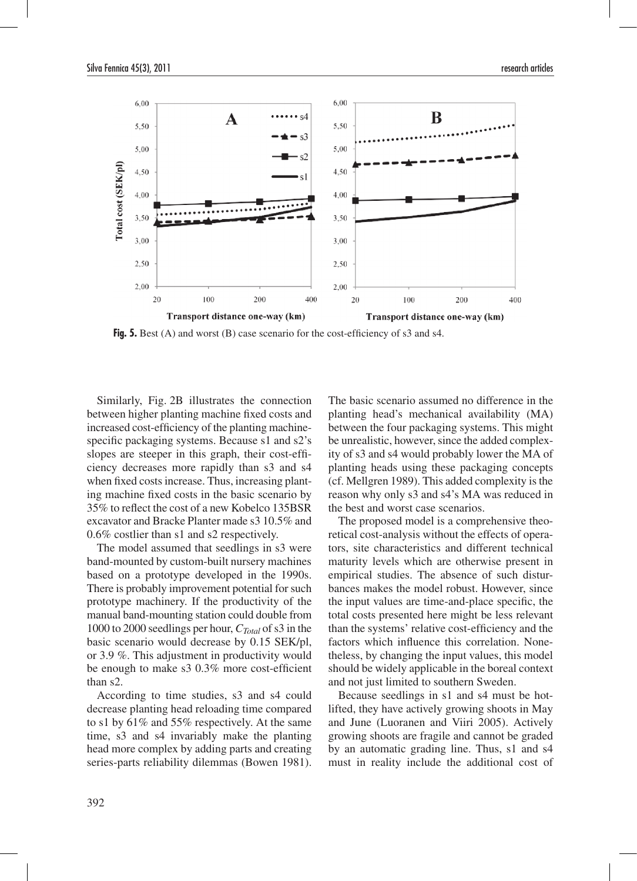**Fig. 5.** Best (A) and worst (B) case scenario for the cost-efficiency of s3 and s4.

Similarly, Fig. 2B illustrates the connection between higher planting machine fixed costs and increased cost-efficiency of the planting machine-specific packaging systems. Because s1 and s2's slopes are steeper in this graph, their cost-efficiency decreases more rapidly than s3 and s4 when fixed costs increase. Thus, increasing planting machine fixed costs in the basic scenario by 35% to reflect the cost of a new Kobelco 135BSR excavator and Bracke Planter made s3 10.5% and 0.6% costlier than s1 and s2 respectively.

The model assumed that seedlings in s3 were band-mounted by custom-built nursery machines based on a prototype developed in the 1990s. There is probably improvement potential for such prototype machinery. If the productivity of the manual band-mounting station could double from 1000 to 2000 seedlings per hour, $C_{Total}$ of s3 in the basic scenario would decrease by 0.15 SEK/pl, or 3.9 %. This adjustment in productivity would be enough to make s3 0.3% more cost-efficient than s2.

According to time studies, s3 and s4 could decrease planting head reloading time compared to s1 by 61% and 55% respectively. At the same time, s3 and s4 invariably make the planting head more complex by adding parts and creating series-parts reliability dilemmas (Bowen 1981). The basic scenario assumed no difference in the planting head's mechanical availability (MA) between the four packaging systems. This might be unrealistic, however, since the added complexity of s3 and s4 would probably lower the MA of planting heads using these packaging concepts (cf. Mellgren 1989). This added complexity is the reason why only s3 and s4's MA was reduced in the best and worst case scenarios.

The proposed model is a comprehensive theoretical cost-analysis without the effects of operators, site characteristics and different technical maturity levels which are otherwise present in empirical studies. The absence of such disturbances makes the model robust. However, since the input values are time-and-place specific, the total costs presented here might be less relevant than the systems' relative cost-efficiency and the factors which influence this correlation. Nonetheless, by changing the input values, this model should be widely applicable in the boreal context and not just limited to southern Sweden.

Because seedlings in s1 and s4 must be hot-lifted, they have actively growing shoots in May and June (Luoranen and Viiri 2005). Actively growing shoots are fragile and cannot be graded by an automatic grading line. Thus, s1 and s4 must in reality include the additional cost of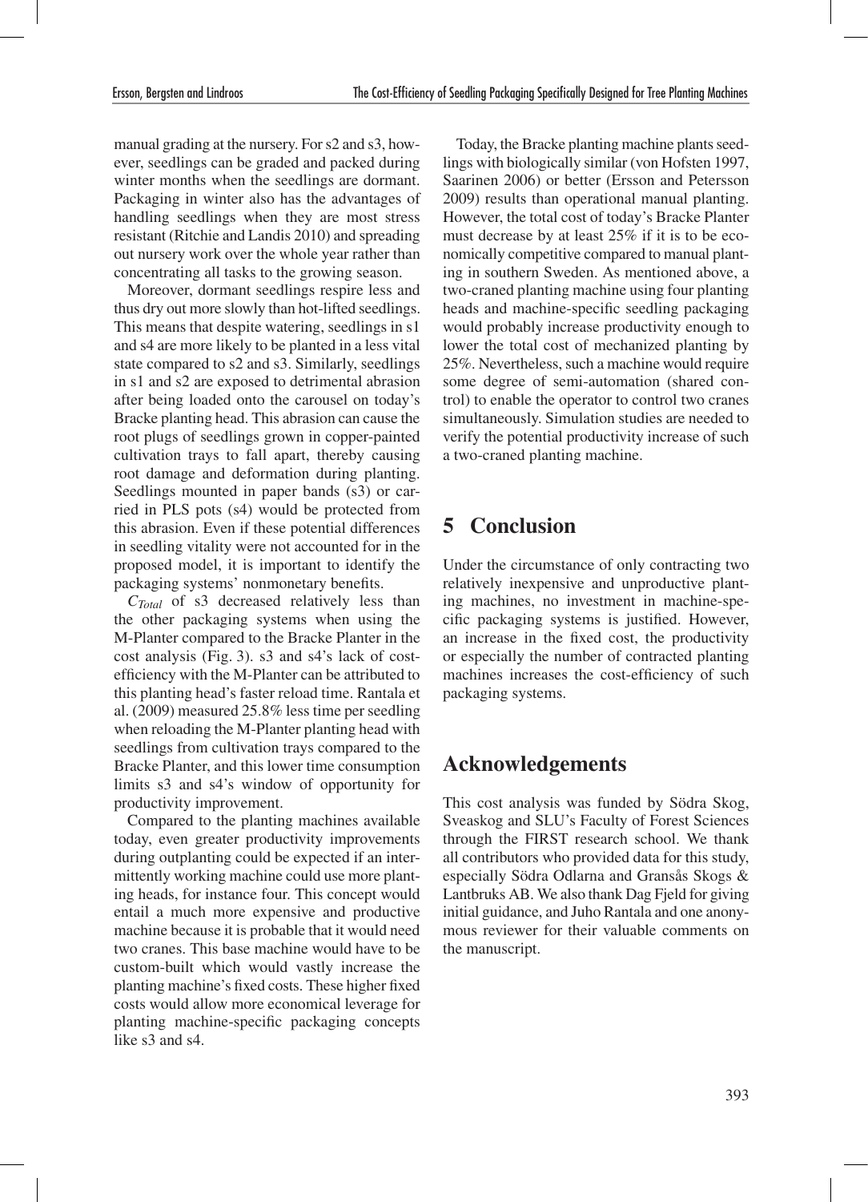manual grading at the nursery. For s2 and s3, however, seedlings can be graded and packed during winter months when the seedlings are dormant. Packaging in winter also has the advantages of handling seedlings when they are most stress resistant (Ritchie and Landis 2010) and spreading out nursery work over the whole year rather than concentrating all tasks to the growing season.

Moreover, dormant seedlings respire less and thus dry out more slowly than hot-lifted seedlings. This means that despite watering, seedlings in s1 and s4 are more likely to be planted in a less vital state compared to s2 and s3. Similarly, seedlings in s1 and s2 are exposed to detrimental abrasion after being loaded onto the carousel on today's Bracke planting head. This abrasion can cause the root plugs of seedlings grown in copper-painted cultivation trays to fall apart, thereby causing root damage and deformation during planting. Seedlings mounted in paper bands (s3) or carried in PLS pots (s4) would be protected from this abrasion. Even if these potential differences in seedling vitality were not accounted for in the proposed model, it is important to identify the packaging systems' nonmonetary benefits.

$C_{Total}$ of s3 decreased relatively less than the other packaging systems when using the M-Planter compared to the Bracke Planter in the cost analysis (Fig. 3). s3 and s4's lack of cost-efficiency with the M-Planter can be attributed to this planting head's faster reload time. Rantala et al. (2009) measured 25.8% less time per seedling when reloading the M-Planter planting head with seedlings from cultivation trays compared to the Bracke Planter, and this lower time consumption limits s3 and s4's window of opportunity for productivity improvement.

Compared to the planting machines available today, even greater productivity improvements during outplanting could be expected if an intermittently working machine could use more planting heads, for instance four. This concept would entail a much more expensive and productive machine because it is probable that it would need two cranes. This base machine would have to be custom-built which would vastly increase the planting machine's fixed costs. These higher fixed costs would allow more economical leverage for planting machine-specific packaging concepts like s3 and s4.

Today, the Bracke planting machine plants seedlings with biologically similar (von Hofsten 1997, Saarinen 2006) or better (Ersson and Petersson 2009) results than operational manual planting. However, the total cost of today's Bracke Planter must decrease by at least 25% if it is to be economically competitive compared to manual planting in southern Sweden. As mentioned above, a two-craned planting machine using four planting heads and machine-specific seedling packaging would probably increase productivity enough to lower the total cost of mechanized planting by 25%. Nevertheless, such a machine would require some degree of semi-automation (shared control) to enable the operator to control two cranes simultaneously. Simulation studies are needed to verify the potential productivity increase of such a two-craned planting machine.

## 5 Conclusion

Under the circumstance of only contracting two relatively inexpensive and unproductive planting machines, no investment in machine-specific packaging systems is justified. However, an increase in the fixed cost, the productivity or especially the number of contracted planting machines increases the cost-efficiency of such packaging systems.

## Acknowledgements

This cost analysis was funded by Södra Skog, Sveaskog and SLU's Faculty of Forest Sciences through the FIRST research school. We thank all contributors who provided data for this study, especially Södra Odlarna and Gransås Skogs & Lantbruks AB. We also thank Dag Fjeld for giving initial guidance, and Juho Rantala and one anonymous reviewer for their valuable comments on the manuscript.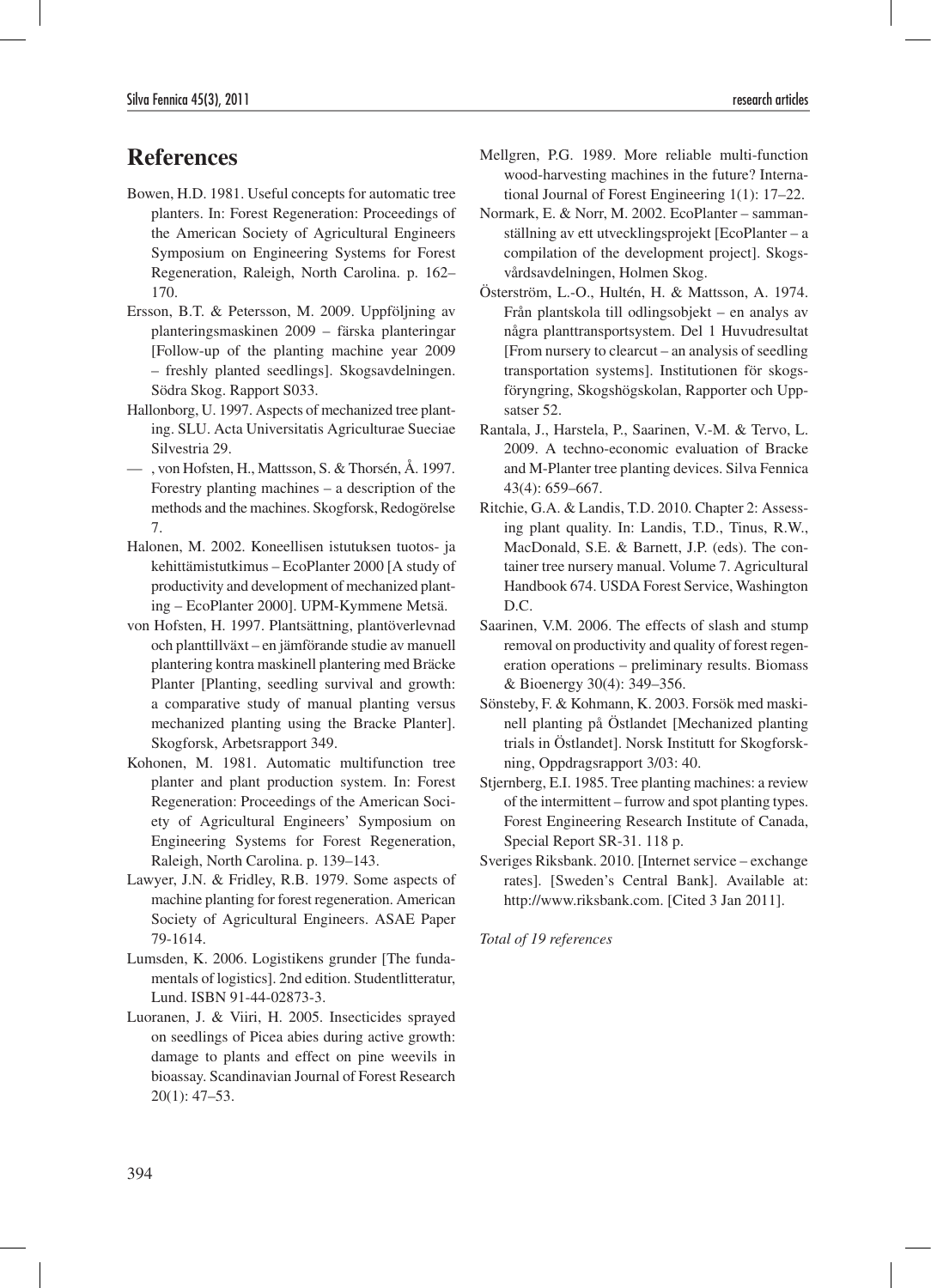# References

Bowen, H.D. 1981. Useful concepts for automatic tree planters. In: Forest Regeneration: Proceedings of the American Society of Agricultural Engineers Symposium on Engineering Systems for Forest Regeneration, Raleigh, North Carolina. p. 162–170.

Ersson, B.T. & Petersson, M. 2009. Uppföljning av planteringsmaskinen 2009 – färska planteringar [Follow-up of the planting machine year 2009 – freshly planted seedlings]. Skogsavdelningen. Södra Skog. Rapport S033.

Hallonborg, U. 1997. Aspects of mechanized tree planting. SLU. Acta Universitatis Agriculturae Sueciae Silvestria 29.

— , von Hofsten, H., Mattsson, S. & Thorsén, Å. 1997. Forestry planting machines – a description of the methods and the machines. Skogforsk, Redogörelse 7.

Halonen, M. 2002. Koneellisen istutuksen tuotos- ja kehittämistutkimus – EcoPlanter 2000 [A study of productivity and development of mechanized planting – EcoPlanter 2000]. UPM-Kymmene Metsä.

von Hofsten, H. 1997. Plantsättning, plantöverlevnad och planttillväxt – en jämförande studie av manuell plantering kontra maskinell plantering med Bräcke Planter [Planting, seedling survival and growth: a comparative study of manual planting versus mechanized planting using the Bracke Planter]. Skogforsk, Arbetsrapport 349.

Kohonen, M. 1981. Automatic multifunction tree planter and plant production system. In: Forest Regeneration: Proceedings of the American Society of Agricultural Engineers' Symposium on Engineering Systems for Forest Regeneration, Raleigh, North Carolina. p. 139–143.

Lawyer, J.N. & Fridley, R.B. 1979. Some aspects of machine planting for forest regeneration. American Society of Agricultural Engineers. ASAE Paper 79-1614.

Lumsden, K. 2006. Logistikens grunder [The fundamentals of logistics]. 2nd edition. Studentlitteratur, Lund. ISBN 91-44-02873-3.

Luoranen, J. & Viiri, H. 2005. Insecticides sprayed on seedlings of Picea abies during active growth: damage to plants and effect on pine weevils in bioassay. Scandinavian Journal of Forest Research 20(1): 47–53.

Mellgren, P.G. 1989. More reliable multi-function wood-harvesting machines in the future? International Journal of Forest Engineering 1(1): 17–22.

Normark, E. & Norr, M. 2002. EcoPlanter – sammanställning av ett utvecklingsprojekt [EcoPlanter – a compilation of the development project]. Skogsvårdsavdelningen, Holmen Skog.

Österström, L.-O., Hultén, H. & Mattsson, A. 1974. Från plantskola till odlingsobjekt – en analys av några planttransportsystem. Del 1 Huvudresultat [From nursery to clearcut – an analysis of seedling transportation systems]. Institutionen för skogsföryngring, Skogshögskolan, Rapporter och Uppsatser 52.

Rantala, J., Harstela, P., Saarinen, V.-M. & Tervo, L. 2009. A techno-economic evaluation of Bracke and M-Planter tree planting devices. Silva Fennica 43(4): 659–667.

Ritchie, G.A. & Landis, T.D. 2010. Chapter 2: Assessing plant quality. In: Landis, T.D., Tinus, R.W., MacDonald, S.E. & Barnett, J.P. (eds). The container tree nursery manual. Volume 7. Agricultural Handbook 674. USDA Forest Service, Washington D.C.

Saarinen, V.M. 2006. The effects of slash and stump removal on productivity and quality of forest regeneration operations – preliminary results. Biomass & Bioenergy 30(4): 349–356.

Sönsteby, F. & Kohmann, K. 2003. Forsök med maskinell planting på Östlandet [Mechanized planting trials in Östlandet]. Norsk Institutt for Skogforskning, Oppdragsrapport 3/03: 40.

Stjernberg, E.I. 1985. Tree planting machines: a review of the intermittent – furrow and spot planting types. Forest Engineering Research Institute of Canada, Special Report SR-31. 118 p.

Sveriges Riksbank. 2010. [Internet service – exchange rates]. [Sweden's Central Bank]. Available at: http://www.riksbank.com. [Cited 3 Jan 2011].

*Total of 19 references*